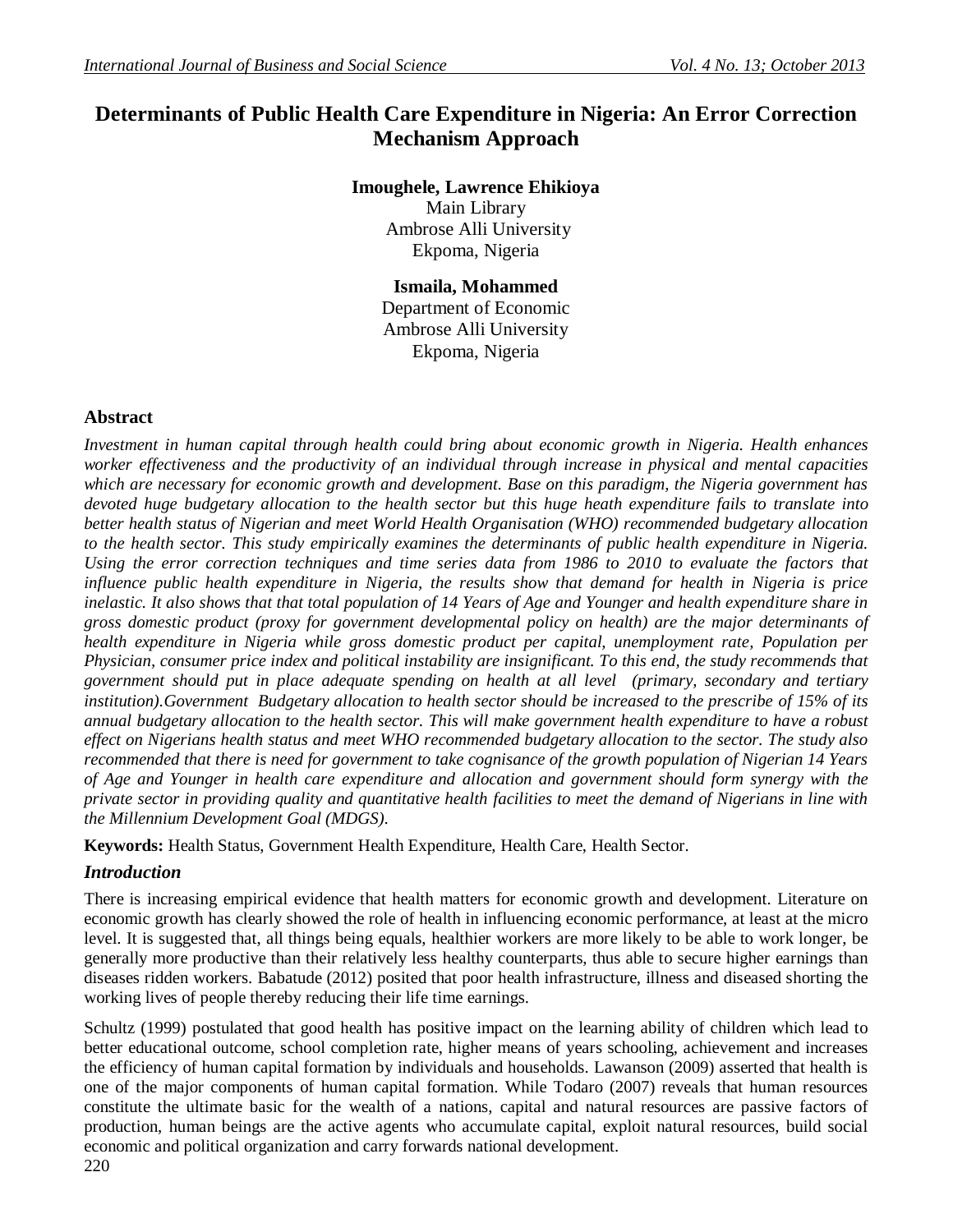# Determinants of Public Health Care Expenditure in Nigeria: An Error Correction Mechanism Approach

**Imoughele, Lawrence Ehikioya**
Main Library
Ambrose Alli University
Ekpoma, Nigeria

**Ismaila, Mohammed**
Department of Economic
Ambrose Alli University
Ekpoma, Nigeria

## Abstract

*Investment in human capital through health could bring about economic growth in Nigeria. Health enhances worker effectiveness and the productivity of an individual through increase in physical and mental capacities which are necessary for economic growth and development. Base on this paradigm, the Nigeria government has devoted huge budgetary allocation to the health sector but this huge heath expenditure fails to translate into better health status of Nigerian and meet World Health Organisation (WHO) recommended budgetary allocation to the health sector. This study empirically examines the determinants of public health expenditure in Nigeria. Using the error correction techniques and time series data from 1986 to 2010 to evaluate the factors that influence public health expenditure in Nigeria, the results show that demand for health in Nigeria is price inelastic. It also shows that that total population of 14 Years of Age and Younger and health expenditure share in gross domestic product (proxy for government developmental policy on health) are the major determinants of health expenditure in Nigeria while gross domestic product per capital, unemployment rate, Population per Physician, consumer price index and political instability are insignificant. To this end, the study recommends that government should put in place adequate spending on health at all level (primary, secondary and tertiary institution).Government Budgetary allocation to health sector should be increased to the prescribe of 15% of its annual budgetary allocation to the health sector. This will make government health expenditure to have a robust effect on Nigerians health status and meet WHO recommended budgetary allocation to the sector. The study also recommended that there is need for government to take cognisance of the growth population of Nigerian 14 Years of Age and Younger in health care expenditure and allocation and government should form synergy with the private sector in providing quality and quantitative health facilities to meet the demand of Nigerians in line with the Millennium Development Goal (MDGS).*

**Keywords:** Health Status, Government Health Expenditure, Health Care, Health Sector.

## *Introduction*

There is increasing empirical evidence that health matters for economic growth and development. Literature on economic growth has clearly showed the role of health in influencing economic performance, at least at the micro level. It is suggested that, all things being equals, healthier workers are more likely to be able to work longer, be generally more productive than their relatively less healthy counterparts, thus able to secure higher earnings than diseases ridden workers. Babatude (2012) posited that poor health infrastructure, illness and diseased shorting the working lives of people thereby reducing their life time earnings.

Schultz (1999) postulated that good health has positive impact on the learning ability of children which lead to better educational outcome, school completion rate, higher means of years schooling, achievement and increases the efficiency of human capital formation by individuals and households. Lawanson (2009) asserted that health is one of the major components of human capital formation. While Todaro (2007) reveals that human resources constitute the ultimate basic for the wealth of a nations, capital and natural resources are passive factors of production, human beings are the active agents who accumulate capital, exploit natural resources, build social economic and political organization and carry forwards national development.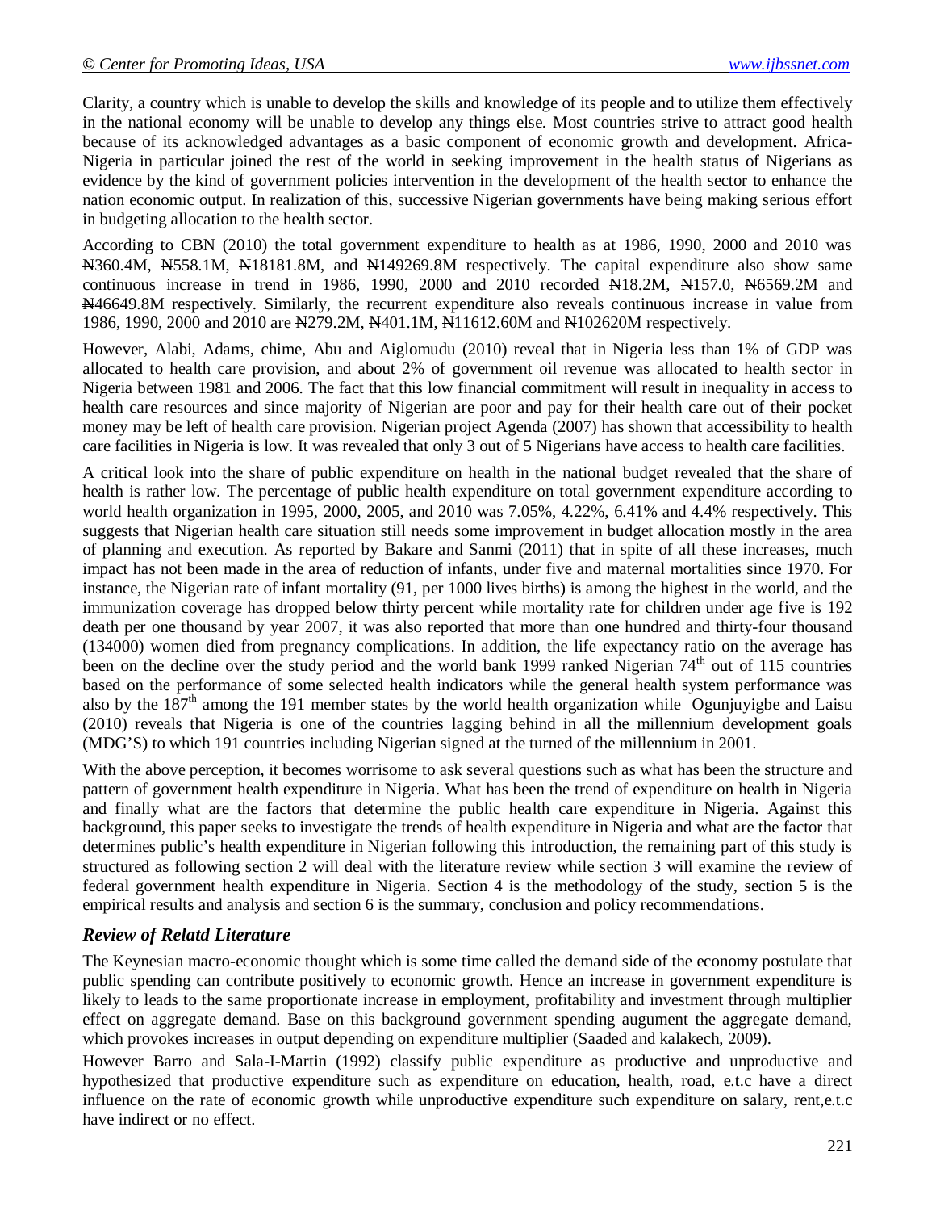Clarity, a country which is unable to develop the skills and knowledge of its people and to utilize them effectively in the national economy will be unable to develop any things else. Most countries strive to attract good health because of its acknowledged advantages as a basic component of economic growth and development. Africa-Nigeria in particular joined the rest of the world in seeking improvement in the health status of Nigerians as evidence by the kind of government policies intervention in the development of the health sector to enhance the nation economic output. In realization of this, successive Nigerian governments have being making serious effort in budgeting allocation to the health sector.

According to CBN (2010) the total government expenditure to health as at 1986, 1990, 2000 and 2010 was ₦360.4M, ₦558.1M, ₦18181.8M, and ₦149269.8M respectively. The capital expenditure also show same continuous increase in trend in 1986, 1990, 2000 and 2010 recorded ₦18.2M, ₦157.0, ₦6569.2M and ₦46649.8M respectively. Similarly, the recurrent expenditure also reveals continuous increase in value from 1986, 1990, 2000 and 2010 are ₦279.2M, ₦401.1M, ₦11612.60M and ₦102620M respectively.

However, Alabi, Adams, chime, Abu and Aiglomudu (2010) reveal that in Nigeria less than 1% of GDP was allocated to health care provision, and about 2% of government oil revenue was allocated to health sector in Nigeria between 1981 and 2006. The fact that this low financial commitment will result in inequality in access to health care resources and since majority of Nigerian are poor and pay for their health care out of their pocket money may be left of health care provision. Nigerian project Agenda (2007) has shown that accessibility to health care facilities in Nigeria is low. It was revealed that only 3 out of 5 Nigerians have access to health care facilities.

A critical look into the share of public expenditure on health in the national budget revealed that the share of health is rather low. The percentage of public health expenditure on total government expenditure according to world health organization in 1995, 2000, 2005, and 2010 was 7.05%, 4.22%, 6.41% and 4.4% respectively. This suggests that Nigerian health care situation still needs some improvement in budget allocation mostly in the area of planning and execution. As reported by Bakare and Sanmi (2011) that in spite of all these increases, much impact has not been made in the area of reduction of infants, under five and maternal mortalities since 1970. For instance, the Nigerian rate of infant mortality (91, per 1000 lives births) is among the highest in the world, and the immunization coverage has dropped below thirty percent while mortality rate for children under age five is 192 death per one thousand by year 2007, it was also reported that more than one hundred and thirty-four thousand (134000) women died from pregnancy complications. In addition, the life expectancy ratio on the average has been on the decline over the study period and the world bank 1999 ranked Nigerian 74th out of 115 countries based on the performance of some selected health indicators while the general health system performance was also by the 187th among the 191 member states by the world health organization while Ogunjuyigbe and Laisu (2010) reveals that Nigeria is one of the countries lagging behind in all the millennium development goals (MDG'S) to which 191 countries including Nigerian signed at the turned of the millennium in 2001.

With the above perception, it becomes worrisome to ask several questions such as what has been the structure and pattern of government health expenditure in Nigeria. What has been the trend of expenditure on health in Nigeria and finally what are the factors that determine the public health care expenditure in Nigeria. Against this background, this paper seeks to investigate the trends of health expenditure in Nigeria and what are the factor that determines public's health expenditure in Nigerian following this introduction, the remaining part of this study is structured as following section 2 will deal with the literature review while section 3 will examine the review of federal government health expenditure in Nigeria. Section 4 is the methodology of the study, section 5 is the empirical results and analysis and section 6 is the summary, conclusion and policy recommendations.

## *Review of Relatd Literature*

The Keynesian macro-economic thought which is some time called the demand side of the economy postulate that public spending can contribute positively to economic growth. Hence an increase in government expenditure is likely to leads to the same proportionate increase in employment, profitability and investment through multiplier effect on aggregate demand. Base on this background government spending augument the aggregate demand, which provokes increases in output depending on expenditure multiplier (Saaded and kalakech, 2009).

However Barro and Sala-I-Martin (1992) classify public expenditure as productive and unproductive and hypothesized that productive expenditure such as expenditure on education, health, road, e.t.c have a direct influence on the rate of economic growth while unproductive expenditure such expenditure on salary, rent,e.t.c have indirect or no effect.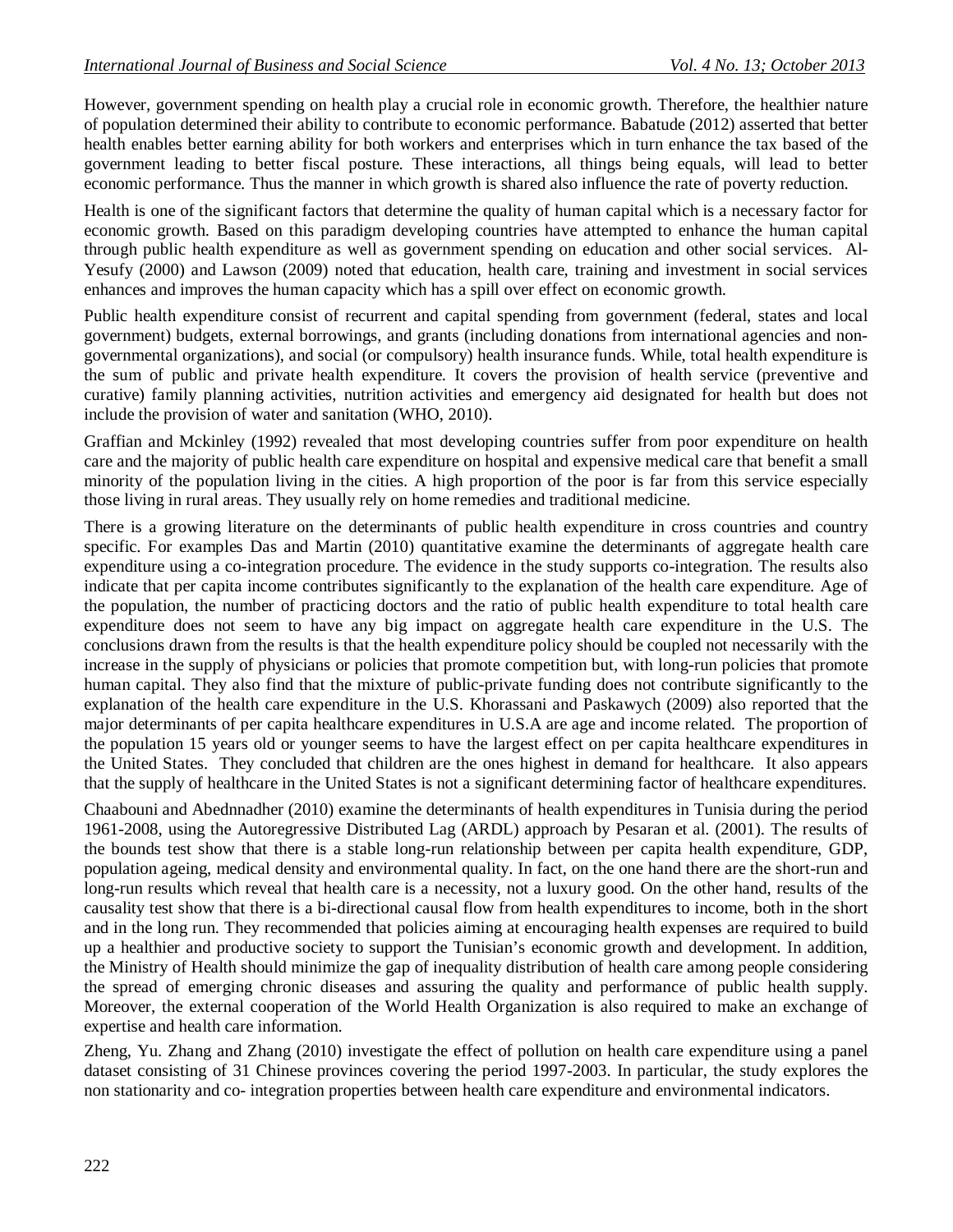However, government spending on health play a crucial role in economic growth. Therefore, the healthier nature of population determined their ability to contribute to economic performance. Babatude (2012) asserted that better health enables better earning ability for both workers and enterprises which in turn enhance the tax based of the government leading to better fiscal posture. These interactions, all things being equals, will lead to better economic performance. Thus the manner in which growth is shared also influence the rate of poverty reduction.

Health is one of the significant factors that determine the quality of human capital which is a necessary factor for economic growth. Based on this paradigm developing countries have attempted to enhance the human capital through public health expenditure as well as government spending on education and other social services. Al-Yesufy (2000) and Lawson (2009) noted that education, health care, training and investment in social services enhances and improves the human capacity which has a spill over effect on economic growth.

Public health expenditure consist of recurrent and capital spending from government (federal, states and local government) budgets, external borrowings, and grants (including donations from international agencies and non-governmental organizations), and social (or compulsory) health insurance funds. While, total health expenditure is the sum of public and private health expenditure. It covers the provision of health service (preventive and curative) family planning activities, nutrition activities and emergency aid designated for health but does not include the provision of water and sanitation (WHO, 2010).

Graffian and Mckinley (1992) revealed that most developing countries suffer from poor expenditure on health care and the majority of public health care expenditure on hospital and expensive medical care that benefit a small minority of the population living in the cities. A high proportion of the poor is far from this service especially those living in rural areas. They usually rely on home remedies and traditional medicine.

There is a growing literature on the determinants of public health expenditure in cross countries and country specific. For examples Das and Martin (2010) quantitative examine the determinants of aggregate health care expenditure using a co-integration procedure. The evidence in the study supports co-integration. The results also indicate that per capita income contributes significantly to the explanation of the health care expenditure. Age of the population, the number of practicing doctors and the ratio of public health expenditure to total health care expenditure does not seem to have any big impact on aggregate health care expenditure in the U.S. The conclusions drawn from the results is that the health expenditure policy should be coupled not necessarily with the increase in the supply of physicians or policies that promote competition but, with long-run policies that promote human capital. They also find that the mixture of public-private funding does not contribute significantly to the explanation of the health care expenditure in the U.S. Khorassani and Paskawych (2009) also reported that the major determinants of per capita healthcare expenditures in U.S.A are age and income related. The proportion of the population 15 years old or younger seems to have the largest effect on per capita healthcare expenditures in the United States. They concluded that children are the ones highest in demand for healthcare. It also appears that the supply of healthcare in the United States is not a significant determining factor of healthcare expenditures.

Chaabouni and Abednnadher (2010) examine the determinants of health expenditures in Tunisia during the period 1961-2008, using the Autoregressive Distributed Lag (ARDL) approach by Pesaran et al. (2001). The results of the bounds test show that there is a stable long-run relationship between per capita health expenditure, GDP, population ageing, medical density and environmental quality. In fact, on the one hand there are the short-run and long-run results which reveal that health care is a necessity, not a luxury good. On the other hand, results of the causality test show that there is a bi-directional causal flow from health expenditures to income, both in the short and in the long run. They recommended that policies aiming at encouraging health expenses are required to build up a healthier and productive society to support the Tunisian's economic growth and development. In addition, the Ministry of Health should minimize the gap of inequality distribution of health care among people considering the spread of emerging chronic diseases and assuring the quality and performance of public health supply. Moreover, the external cooperation of the World Health Organization is also required to make an exchange of expertise and health care information.

Zheng, Yu. Zhang and Zhang (2010) investigate the effect of pollution on health care expenditure using a panel dataset consisting of 31 Chinese provinces covering the period 1997-2003. In particular, the study explores the non stationarity and co- integration properties between health care expenditure and environmental indicators.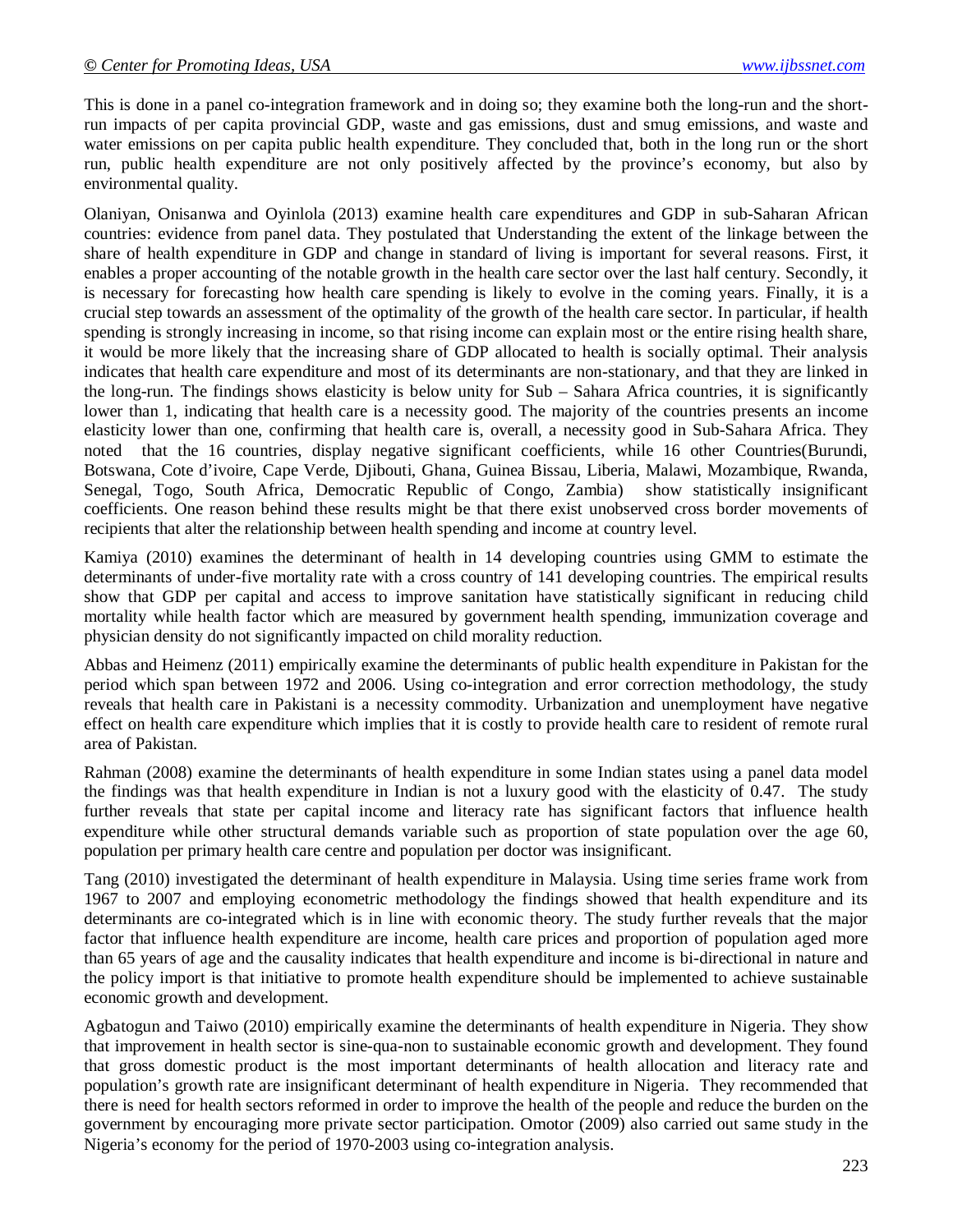This is done in a panel co-integration framework and in doing so; they examine both the long-run and the short-run impacts of per capita provincial GDP, waste and gas emissions, dust and smug emissions, and waste and water emissions on per capita public health expenditure. They concluded that, both in the long run or the short run, public health expenditure are not only positively affected by the province's economy, but also by environmental quality.

Olaniyan, Onisanwa and Oyinlola (2013) examine health care expenditures and GDP in sub-Saharan African countries: evidence from panel data. They postulated that Understanding the extent of the linkage between the share of health expenditure in GDP and change in standard of living is important for several reasons. First, it enables a proper accounting of the notable growth in the health care sector over the last half century. Secondly, it is necessary for forecasting how health care spending is likely to evolve in the coming years. Finally, it is a crucial step towards an assessment of the optimality of the growth of the health care sector. In particular, if health spending is strongly increasing in income, so that rising income can explain most or the entire rising health share, it would be more likely that the increasing share of GDP allocated to health is socially optimal. Their analysis indicates that health care expenditure and most of its determinants are non-stationary, and that they are linked in the long-run. The findings shows elasticity is below unity for Sub – Sahara Africa countries, it is significantly lower than 1, indicating that health care is a necessity good. The majority of the countries presents an income elasticity lower than one, confirming that health care is, overall, a necessity good in Sub-Sahara Africa. They noted that the 16 countries, display negative significant coefficients, while 16 other Countries(Burundi, Botswana, Cote d'ivoire, Cape Verde, Djibouti, Ghana, Guinea Bissau, Liberia, Malawi, Mozambique, Rwanda, Senegal, Togo, South Africa, Democratic Republic of Congo, Zambia) show statistically insignificant coefficients. One reason behind these results might be that there exist unobserved cross border movements of recipients that alter the relationship between health spending and income at country level.

Kamiya (2010) examines the determinant of health in 14 developing countries using GMM to estimate the determinants of under-five mortality rate with a cross country of 141 developing countries. The empirical results show that GDP per capital and access to improve sanitation have statistically significant in reducing child mortality while health factor which are measured by government health spending, immunization coverage and physician density do not significantly impacted on child morality reduction.

Abbas and Heimenz (2011) empirically examine the determinants of public health expenditure in Pakistan for the period which span between 1972 and 2006. Using co-integration and error correction methodology, the study reveals that health care in Pakistani is a necessity commodity. Urbanization and unemployment have negative effect on health care expenditure which implies that it is costly to provide health care to resident of remote rural area of Pakistan.

Rahman (2008) examine the determinants of health expenditure in some Indian states using a panel data model the findings was that health expenditure in Indian is not a luxury good with the elasticity of 0.47. The study further reveals that state per capital income and literacy rate has significant factors that influence health expenditure while other structural demands variable such as proportion of state population over the age 60, population per primary health care centre and population per doctor was insignificant.

Tang (2010) investigated the determinant of health expenditure in Malaysia. Using time series frame work from 1967 to 2007 and employing econometric methodology the findings showed that health expenditure and its determinants are co-integrated which is in line with economic theory. The study further reveals that the major factor that influence health expenditure are income, health care prices and proportion of population aged more than 65 years of age and the causality indicates that health expenditure and income is bi-directional in nature and the policy import is that initiative to promote health expenditure should be implemented to achieve sustainable economic growth and development.

Agbatogun and Taiwo (2010) empirically examine the determinants of health expenditure in Nigeria. They show that improvement in health sector is sine-qua-non to sustainable economic growth and development. They found that gross domestic product is the most important determinants of health allocation and literacy rate and population's growth rate are insignificant determinant of health expenditure in Nigeria. They recommended that there is need for health sectors reformed in order to improve the health of the people and reduce the burden on the government by encouraging more private sector participation. Omotor (2009) also carried out same study in the Nigeria's economy for the period of 1970-2003 using co-integration analysis.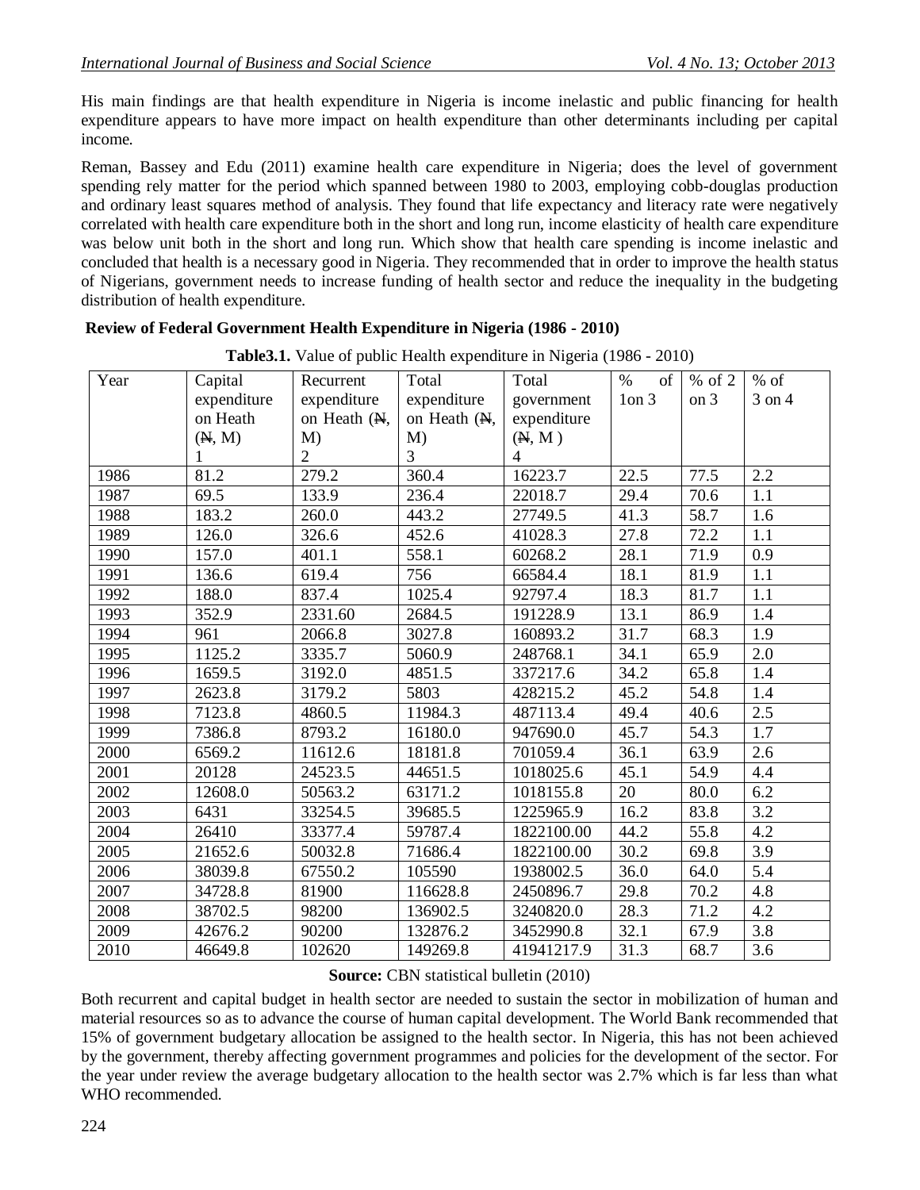His main findings are that health expenditure in Nigeria is income inelastic and public financing for health expenditure appears to have more impact on health expenditure than other determinants including per capital income.

Reman, Bassey and Edu (2011) examine health care expenditure in Nigeria; does the level of government spending rely matter for the period which spanned between 1980 to 2003, employing cobb-douglas production and ordinary least squares method of analysis. They found that life expectancy and literacy rate were negatively correlated with health care expenditure both in the short and long run, income elasticity of health care expenditure was below unit both in the short and long run. Which show that health care spending is income inelastic and concluded that health is a necessary good in Nigeria. They recommended that in order to improve the health status of Nigerians, government needs to increase funding of health sector and reduce the inequality in the budgeting distribution of health expenditure.

**Review of Federal Government Health Expenditure in Nigeria (1986 - 2010)**

**Table3.1.** Value of public Health expenditure in Nigeria (1986 - 2010)

| Year | Capital expenditure on Heath (₦, M) 1 | Recurrent expenditure on Heath (₦, M) 2 | Total expenditure on Heath (₦, M) 3 | Total government expenditure (₦, M ) 4 | % of 1on 3 | % of 2 on 3 | % of 3 on 4 |
|---|---|---|---|---|---|---|---|
| 1986 | 81.2 | 279.2 | 360.4 | 16223.7 | 22.5 | 77.5 | 2.2 |
| 1987 | 69.5 | 133.9 | 236.4 | 22018.7 | 29.4 | 70.6 | 1.1 |
| 1988 | 183.2 | 260.0 | 443.2 | 27749.5 | 41.3 | 58.7 | 1.6 |
| 1989 | 126.0 | 326.6 | 452.6 | 41028.3 | 27.8 | 72.2 | 1.1 |
| 1990 | 157.0 | 401.1 | 558.1 | 60268.2 | 28.1 | 71.9 | 0.9 |
| 1991 | 136.6 | 619.4 | 756 | 66584.4 | 18.1 | 81.9 | 1.1 |
| 1992 | 188.0 | 837.4 | 1025.4 | 92797.4 | 18.3 | 81.7 | 1.1 |
| 1993 | 352.9 | 2331.60 | 2684.5 | 191228.9 | 13.1 | 86.9 | 1.4 |
| 1994 | 961 | 2066.8 | 3027.8 | 160893.2 | 31.7 | 68.3 | 1.9 |
| 1995 | 1125.2 | 3335.7 | 5060.9 | 248768.1 | 34.1 | 65.9 | 2.0 |
| 1996 | 1659.5 | 3192.0 | 4851.5 | 337217.6 | 34.2 | 65.8 | 1.4 |
| 1997 | 2623.8 | 3179.2 | 5803 | 428215.2 | 45.2 | 54.8 | 1.4 |
| 1998 | 7123.8 | 4860.5 | 11984.3 | 487113.4 | 49.4 | 40.6 | 2.5 |
| 1999 | 7386.8 | 8793.2 | 16180.0 | 947690.0 | 45.7 | 54.3 | 1.7 |
| 2000 | 6569.2 | 11612.6 | 18181.8 | 701059.4 | 36.1 | 63.9 | 2.6 |
| 2001 | 20128 | 24523.5 | 44651.5 | 1018025.6 | 45.1 | 54.9 | 4.4 |
| 2002 | 12608.0 | 50563.2 | 63171.2 | 1018155.8 | 20 | 80.0 | 6.2 |
| 2003 | 6431 | 33254.5 | 39685.5 | 1225965.9 | 16.2 | 83.8 | 3.2 |
| 2004 | 26410 | 33377.4 | 59787.4 | 1822100.00 | 44.2 | 55.8 | 4.2 |
| 2005 | 21652.6 | 50032.8 | 71686.4 | 1822100.00 | 30.2 | 69.8 | 3.9 |
| 2006 | 38039.8 | 67550.2 | 105590 | 1938002.5 | 36.0 | 64.0 | 5.4 |
| 2007 | 34728.8 | 81900 | 116628.8 | 2450896.7 | 29.8 | 70.2 | 4.8 |
| 2008 | 38702.5 | 98200 | 136902.5 | 3240820.0 | 28.3 | 71.2 | 4.2 |
| 2009 | 42676.2 | 90200 | 132876.2 | 3452990.8 | 32.1 | 67.9 | 3.8 |
| 2010 | 46649.8 | 102620 | 149269.8 | 41941217.9 | 31.3 | 68.7 | 3.6 |

**Source:** CBN statistical bulletin (2010)

Both recurrent and capital budget in health sector are needed to sustain the sector in mobilization of human and material resources so as to advance the course of human capital development. The World Bank recommended that 15% of government budgetary allocation be assigned to the health sector. In Nigeria, this has not been achieved by the government, thereby affecting government programmes and policies for the development of the sector. For the year under review the average budgetary allocation to the health sector was 2.7% which is far less than what WHO recommended.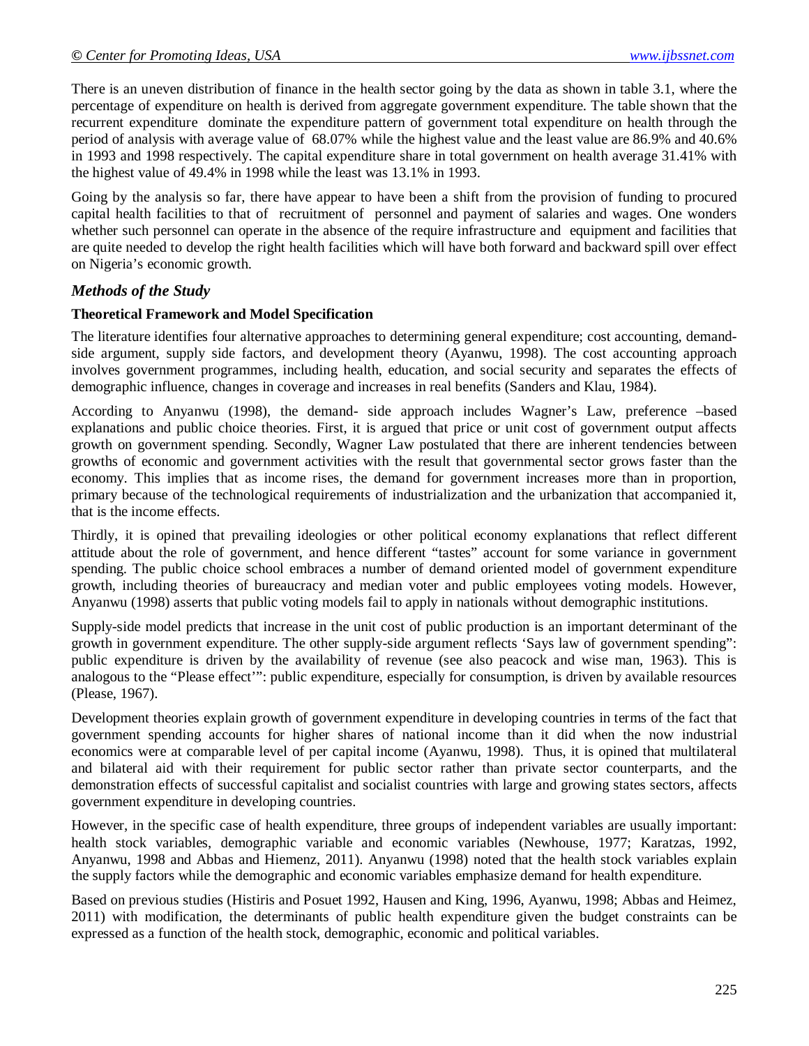There is an uneven distribution of finance in the health sector going by the data as shown in table 3.1, where the percentage of expenditure on health is derived from aggregate government expenditure. The table shown that the recurrent expenditure dominate the expenditure pattern of government total expenditure on health through the period of analysis with average value of 68.07% while the highest value and the least value are 86.9% and 40.6% in 1993 and 1998 respectively. The capital expenditure share in total government on health average 31.41% with the highest value of 49.4% in 1998 while the least was 13.1% in 1993.

Going by the analysis so far, there have appear to have been a shift from the provision of funding to procured capital health facilities to that of recruitment of personnel and payment of salaries and wages. One wonders whether such personnel can operate in the absence of the require infrastructure and equipment and facilities that are quite needed to develop the right health facilities which will have both forward and backward spill over effect on Nigeria's economic growth.

## *Methods of the Study*

### Theoretical Framework and Model Specification

The literature identifies four alternative approaches to determining general expenditure; cost accounting, demand-side argument, supply side factors, and development theory (Ayanwu, 1998). The cost accounting approach involves government programmes, including health, education, and social security and separates the effects of demographic influence, changes in coverage and increases in real benefits (Sanders and Klau, 1984).

According to Anyanwu (1998), the demand- side approach includes Wagner's Law, preference –based explanations and public choice theories. First, it is argued that price or unit cost of government output affects growth on government spending. Secondly, Wagner Law postulated that there are inherent tendencies between growths of economic and government activities with the result that governmental sector grows faster than the economy. This implies that as income rises, the demand for government increases more than in proportion, primary because of the technological requirements of industrialization and the urbanization that accompanied it, that is the income effects.

Thirdly, it is opined that prevailing ideologies or other political economy explanations that reflect different attitude about the role of government, and hence different "tastes" account for some variance in government spending. The public choice school embraces a number of demand oriented model of government expenditure growth, including theories of bureaucracy and median voter and public employees voting models. However, Anyanwu (1998) asserts that public voting models fail to apply in nationals without demographic institutions.

Supply-side model predicts that increase in the unit cost of public production is an important determinant of the growth in government expenditure. The other supply-side argument reflects 'Says law of government spending": public expenditure is driven by the availability of revenue (see also peacock and wise man, 1963). This is analogous to the "Please effect'": public expenditure, especially for consumption, is driven by available resources (Please, 1967).

Development theories explain growth of government expenditure in developing countries in terms of the fact that government spending accounts for higher shares of national income than it did when the now industrial economics were at comparable level of per capital income (Ayanwu, 1998). Thus, it is opined that multilateral and bilateral aid with their requirement for public sector rather than private sector counterparts, and the demonstration effects of successful capitalist and socialist countries with large and growing states sectors, affects government expenditure in developing countries.

However, in the specific case of health expenditure, three groups of independent variables are usually important: health stock variables, demographic variable and economic variables (Newhouse, 1977; Karatzas, 1992, Anyanwu, 1998 and Abbas and Hiemenz, 2011). Anyanwu (1998) noted that the health stock variables explain the supply factors while the demographic and economic variables emphasize demand for health expenditure.

Based on previous studies (Histiris and Posuet 1992, Hausen and King, 1996, Ayanwu, 1998; Abbas and Heimez, 2011) with modification, the determinants of public health expenditure given the budget constraints can be expressed as a function of the health stock, demographic, economic and political variables.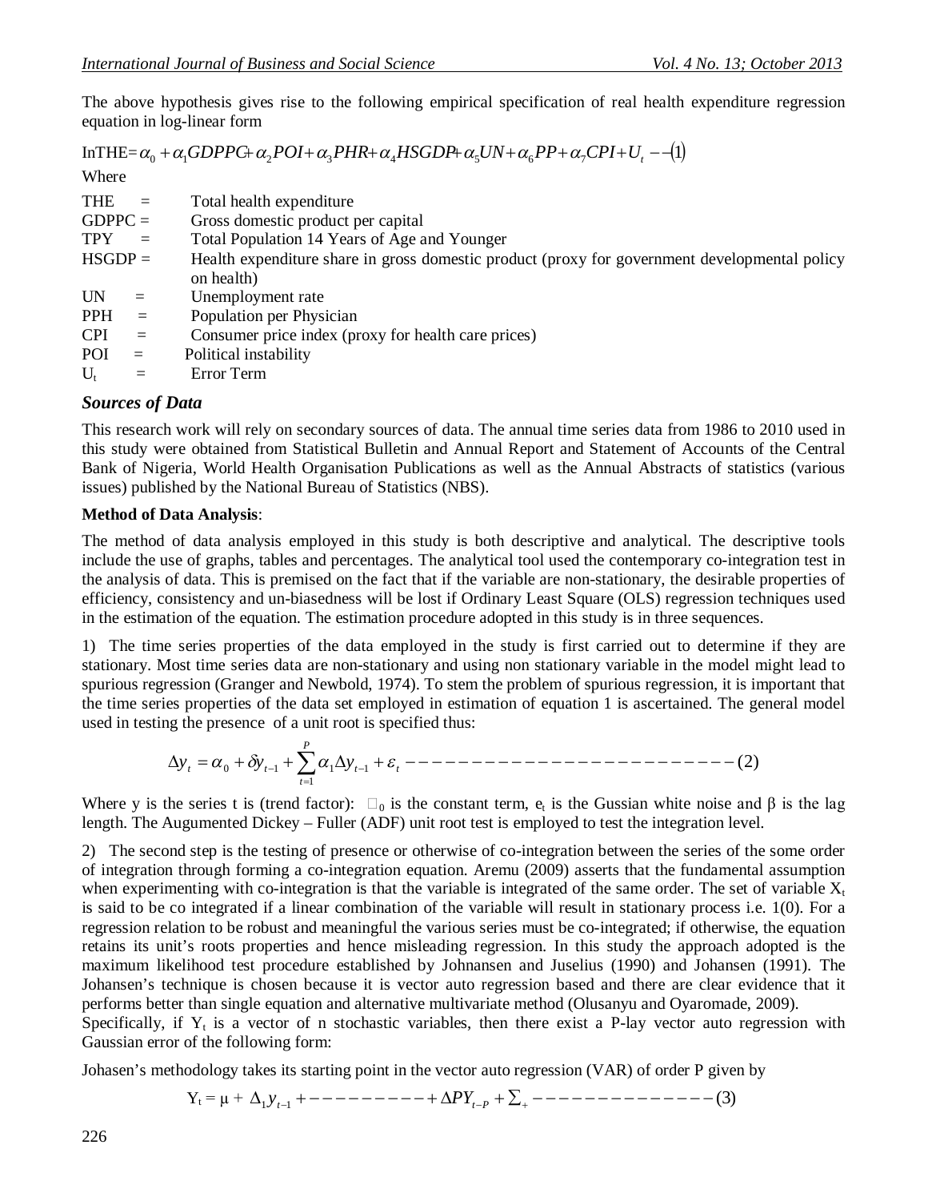The above hypothesis gives rise to the following empirical specification of real health expenditure regression equation in log-linear form

$$\text{InTHE}=\alpha_0+\alpha_1 GDPPC+\alpha_2 POI+\alpha_3 PHR+\alpha_4 HSGDP+\alpha_5 UN+\alpha_6 PP+\alpha_7 CPI+U_t \quad --(1)$$

Where

| | | |
|---|---|---|
| THE | = | Total health expenditure |
| GDPPC | = | Gross domestic product per capital |
| TPY | = | Total Population 14 Years of Age and Younger |
| HSGDP | = | Health expenditure share in gross domestic product (proxy for government developmental policy on health) |
| UN | = | Unemployment rate |
| PPH | = | Population per Physician |
| CPI | = | Consumer price index (proxy for health care prices) |
| POI | = | Political instability |
| $U_t$ | = | Error Term |

### *Sources of Data*

This research work will rely on secondary sources of data. The annual time series data from 1986 to 2010 used in this study were obtained from Statistical Bulletin and Annual Report and Statement of Accounts of the Central Bank of Nigeria, World Health Organisation Publications as well as the Annual Abstracts of statistics (various issues) published by the National Bureau of Statistics (NBS).

**Method of Data Analysis**:

The method of data analysis employed in this study is both descriptive and analytical. The descriptive tools include the use of graphs, tables and percentages. The analytical tool used the contemporary co-integration test in the analysis of data. This is premised on the fact that if the variable are non-stationary, the desirable properties of efficiency, consistency and un-biasedness will be lost if Ordinary Least Square (OLS) regression techniques used in the estimation of the equation. The estimation procedure adopted in this study is in three sequences.

1) The time series properties of the data employed in the study is first carried out to determine if they are stationary. Most time series data are non-stationary and using non stationary variable in the model might lead to spurious regression (Granger and Newbold, 1974). To stem the problem of spurious regression, it is important that the time series properties of the data set employed in estimation of equation 1 is ascertained. The general model used in testing the presence of a unit root is specified thus:

$$\Delta y_t = \alpha_0 + \delta y_{t-1} + \sum_{t=1}^{P} \alpha_1 \Delta y_{t-1} + \varepsilon_t \quad ------------------------(2)$$

Where y is the series t is (trend factor): $\square_0$ is the constant term, $e_t$ is the Gussian white noise and β is the lag length. The Augumented Dickey – Fuller (ADF) unit root test is employed to test the integration level.

2) The second step is the testing of presence or otherwise of co-integration between the series of the some order of integration through forming a co-integration equation. Aremu (2009) asserts that the fundamental assumption when experimenting with co-integration is that the variable is integrated of the same order. The set of variable $X_t$ is said to be co integrated if a linear combination of the variable will result in stationary process i.e. 1(0). For a regression relation to be robust and meaningful the various series must be co-integrated; if otherwise, the equation retains its unit's roots properties and hence misleading regression. In this study the approach adopted is the maximum likelihood test procedure established by Johnansen and Juselius (1990) and Johansen (1991). The Johansen's technique is chosen because it is vector auto regression based and there are clear evidence that it performs better than single equation and alternative multivariate method (Olusanyu and Oyaromade, 2009).

Specifically, if $Y_t$ is a vector of n stochastic variables, then there exist a P-lay vector auto regression with Gaussian error of the following form:

Johasen's methodology takes its starting point in the vector auto regression (VAR) of order P given by

$$Y_t = \mu + \Delta_1 y_{t-1} + --------- + \Delta P Y_{t-P} + \sum_{+} --------------(3)$$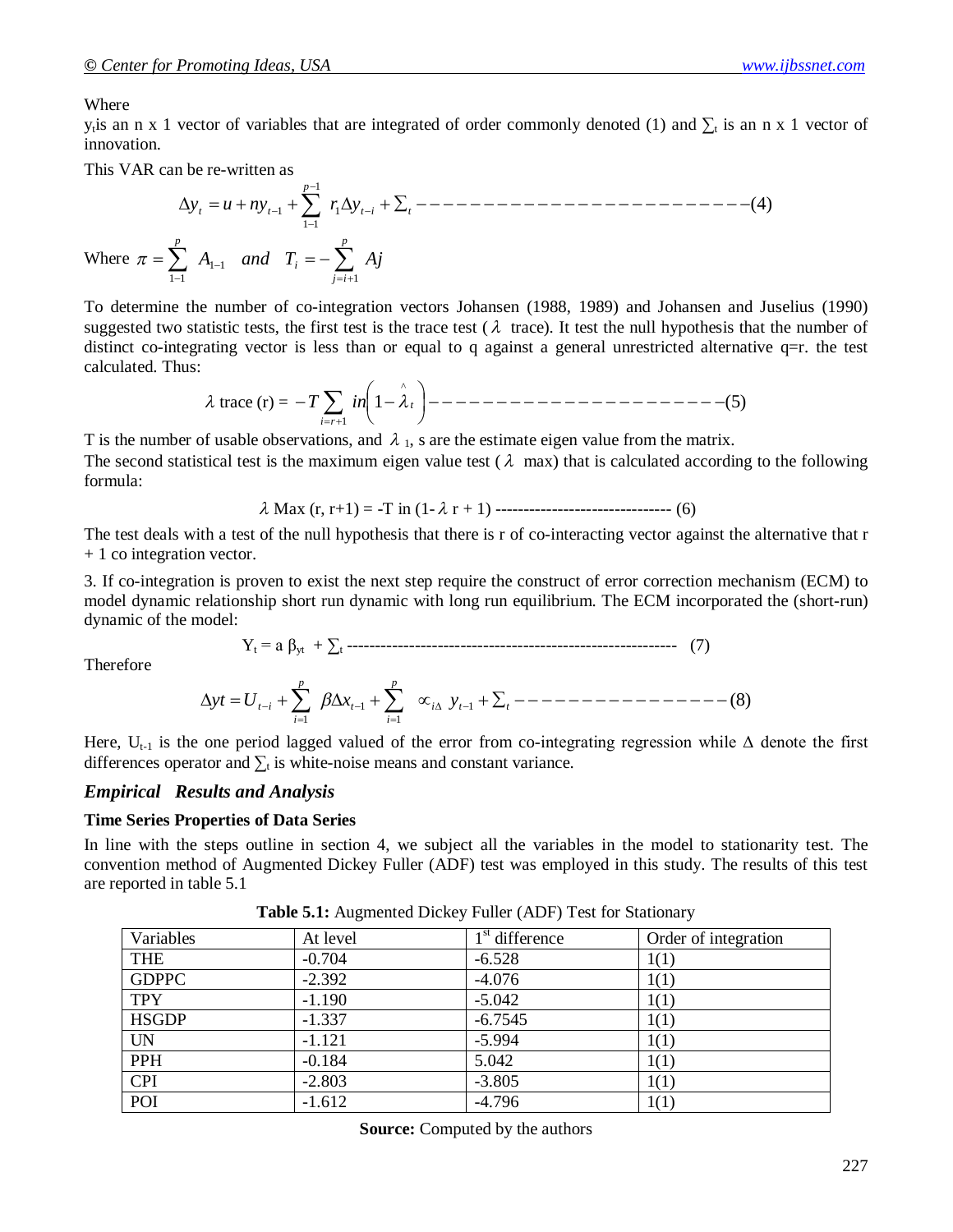Where

$y_t$is an n x 1 vector of variables that are integrated of order commonly denoted (1) and $\sum_t$ is an n x 1 vector of innovation.

This VAR can be re-written as

$$\Delta y_t = u + ny_{t-1} + \sum_{1-1}^{p-1} r_1 \Delta y_{t-i} + \sum_t ------------------------(4)$$

Where $\pi = \sum_{1-1}^{p} A_{1-1}$ *and* $T_i = -\sum_{j=i+1}^{p} Aj$

To determine the number of co-integration vectors Johansen (1988, 1989) and Johansen and Juselius (1990) suggested two statistic tests, the first test is the trace test ($\lambda$ trace). It test the null hypothesis that the number of distinct co-integrating vector is less than or equal to q against a general unrestricted alternative q=r. the test calculated. Thus:

$$\lambda \text{ trace (r)} = -T \sum_{i=r+1} in\left(1 - \hat{\lambda}_t\right) ---------------------(5)$$

T is the number of usable observations, and $\lambda_1$, s are the estimate eigen value from the matrix.

The second statistical test is the maximum eigen value test ($\lambda$ max) that is calculated according to the following formula:

$$\lambda \text{ Max (r, r+1)} = \text{-T in (1-} \lambda \text{ r + 1)} ------------------------------- (6)$$

The test deals with a test of the null hypothesis that there is r of co-interacting vector against the alternative that r + 1 co integration vector.

3. If co-integration is proven to exist the next step require the construct of error correction mechanism (ECM) to model dynamic relationship short run dynamic with long run equilibrium. The ECM incorporated the (short-run) dynamic of the model:

$$Y_t = a \beta_{yt} + \sum_t ---------------------------------------------------------- (7)$$

Therefore

$$\Delta yt = U_{t-i} + \sum_{i=1}^{p} \beta \Delta x_{t-1} + \sum_{i=1}^{p} \propto_{i\Delta} y_{t-1} + \sum_t ----------------(8)$$

Here, $U_{t-1}$ is the one period lagged valued of the error from co-integrating regression while $\Delta$ denote the first differences operator and $\sum_t$ is white-noise means and constant variance.

## *Empirical Results and Analysis*

### Time Series Properties of Data Series

In line with the steps outline in section 4, we subject all the variables in the model to stationarity test. The convention method of Augmented Dickey Fuller (ADF) test was employed in this study. The results of this test are reported in table 5.1

**Table 5.1:** Augmented Dickey Fuller (ADF) Test for Stationary

| Variables | At level | 1st difference | Order of integration |
|---|---|---|---|
| THE | -0.704 | -6.528 | 1(1) |
| GDPPC | -2.392 | -4.076 | 1(1) |
| TPY | -1.190 | -5.042 | 1(1) |
| HSGDP | -1.337 | -6.7545 | 1(1) |
| UN | -1.121 | -5.994 | 1(1) |
| PPH | -0.184 | 5.042 | 1(1) |
| CPI | -2.803 | -3.805 | 1(1) |
| POI | -1.612 | -4.796 | 1(1) |

**Source:** Computed by the authors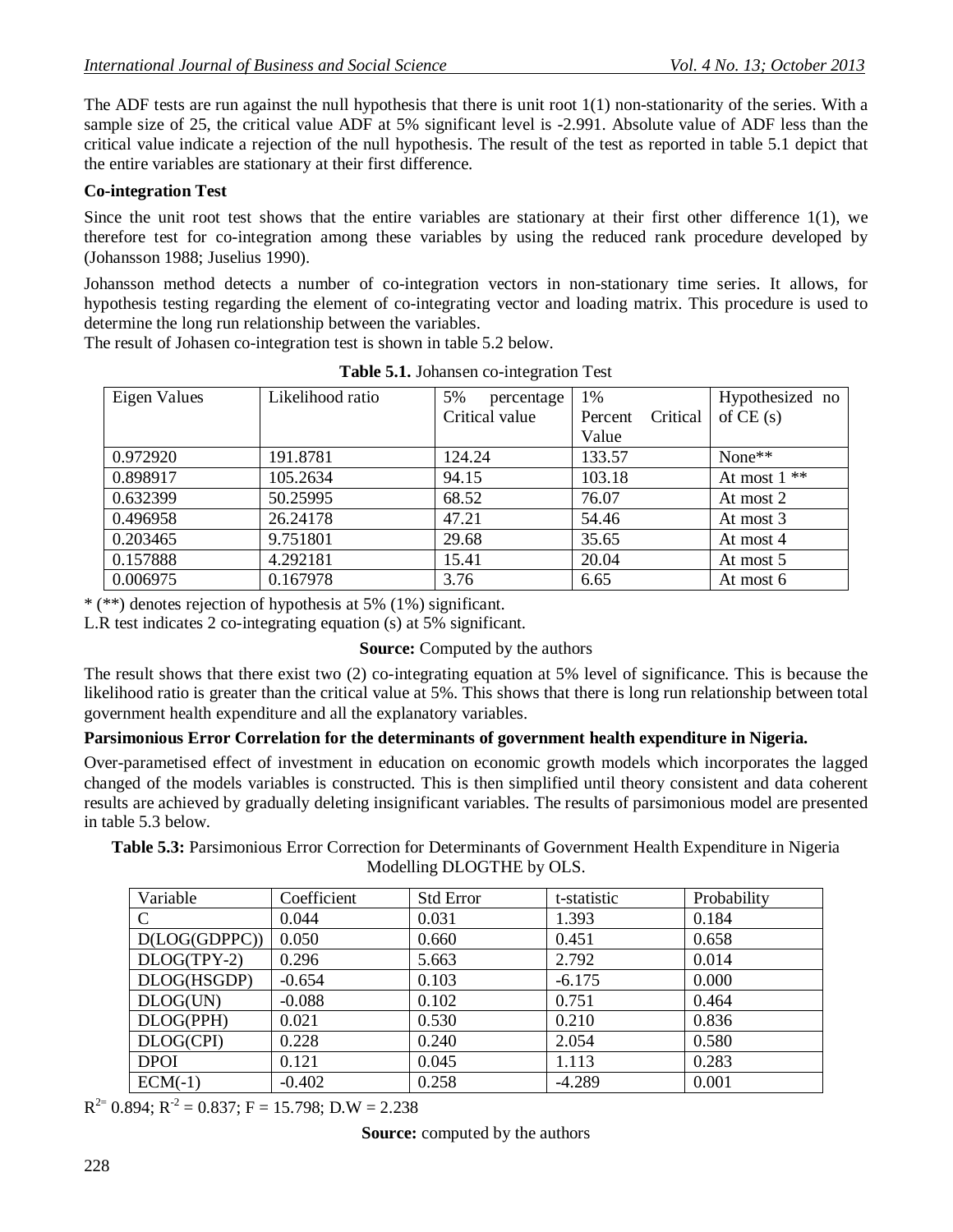The ADF tests are run against the null hypothesis that there is unit root 1(1) non-stationarity of the series. With a sample size of 25, the critical value ADF at 5% significant level is -2.991. Absolute value of ADF less than the critical value indicate a rejection of the null hypothesis. The result of the test as reported in table 5.1 depict that the entire variables are stationary at their first difference.

**Co-integration Test**

Since the unit root test shows that the entire variables are stationary at their first other difference 1(1), we therefore test for co-integration among these variables by using the reduced rank procedure developed by (Johansson 1988; Juselius 1990).

Johansson method detects a number of co-integration vectors in non-stationary time series. It allows, for hypothesis testing regarding the element of co-integrating vector and loading matrix. This procedure is used to determine the long run relationship between the variables.
The result of Johasen co-integration test is shown in table 5.2 below.

**Table 5.1.** Johansen co-integration Test

| Eigen Values | Likelihood ratio | 5% percentage Critical value | 1% Percent Critical Value | Hypothesized no of CE (s) |
|---|---|---|---|---|
| 0.972920 | 191.8781 | 124.24 | 133.57 | None** |
| 0.898917 | 105.2634 | 94.15 | 103.18 | At most 1 ** |
| 0.632399 | 50.25995 | 68.52 | 76.07 | At most 2 |
| 0.496958 | 26.24178 | 47.21 | 54.46 | At most 3 |
| 0.203465 | 9.751801 | 29.68 | 35.65 | At most 4 |
| 0.157888 | 4.292181 | 15.41 | 20.04 | At most 5 |
| 0.006975 | 0.167978 | 3.76 | 6.65 | At most 6 |

* (**) denotes rejection of hypothesis at 5% (1%) significant.
L.R test indicates 2 co-integrating equation (s) at 5% significant.

**Source:** Computed by the authors

The result shows that there exist two (2) co-integrating equation at 5% level of significance. This is because the likelihood ratio is greater than the critical value at 5%. This shows that there is long run relationship between total government health expenditure and all the explanatory variables.

**Parsimonious Error Correlation for the determinants of government health expenditure in Nigeria.**

Over-parametised effect of investment in education on economic growth models which incorporates the lagged changed of the models variables is constructed. This is then simplified until theory consistent and data coherent results are achieved by gradually deleting insignificant variables. The results of parsimonious model are presented in table 5.3 below.

**Table 5.3:** Parsimonious Error Correction for Determinants of Government Health Expenditure in Nigeria Modelling DLOGTHE by OLS.

| Variable | Coefficient | Std Error | t-statistic | Probability |
|---|---|---|---|---|
| C | 0.044 | 0.031 | 1.393 | 0.184 |
| D(LOG(GDPPC)) | 0.050 | 0.660 | 0.451 | 0.658 |
| DLOG(TPY-2) | 0.296 | 5.663 | 2.792 | 0.014 |
| DLOG(HSGDP) | -0.654 | 0.103 | -6.175 | 0.000 |
| DLOG(UN) | -0.088 | 0.102 | 0.751 | 0.464 |
| DLOG(PPH) | 0.021 | 0.530 | 0.210 | 0.836 |
| DLOG(CPI) | 0.228 | 0.240 | 2.054 | 0.580 |
| DPOI | 0.121 | 0.045 | 1.113 | 0.283 |
| ECM(-1) | -0.402 | 0.258 | -4.289 | 0.001 |

$R^{2}$= 0.894; $R^{-2}$ = 0.837; F = 15.798; D.W = 2.238

**Source:** computed by the authors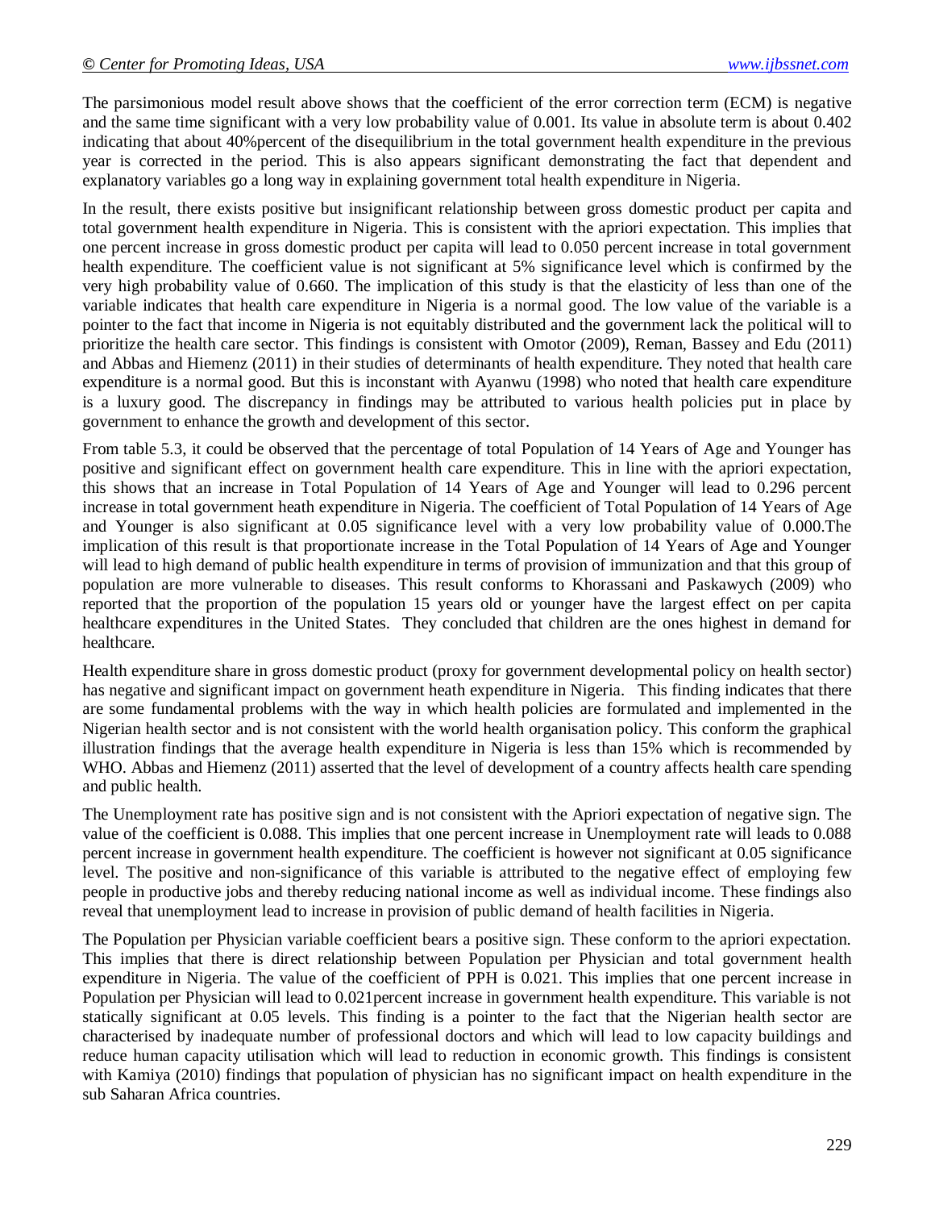The parsimonious model result above shows that the coefficient of the error correction term (ECM) is negative and the same time significant with a very low probability value of 0.001. Its value in absolute term is about 0.402 indicating that about 40%percent of the disequilibrium in the total government health expenditure in the previous year is corrected in the period. This is also appears significant demonstrating the fact that dependent and explanatory variables go a long way in explaining government total health expenditure in Nigeria.

In the result, there exists positive but insignificant relationship between gross domestic product per capita and total government health expenditure in Nigeria. This is consistent with the apriori expectation. This implies that one percent increase in gross domestic product per capita will lead to 0.050 percent increase in total government health expenditure. The coefficient value is not significant at 5% significance level which is confirmed by the very high probability value of 0.660. The implication of this study is that the elasticity of less than one of the variable indicates that health care expenditure in Nigeria is a normal good. The low value of the variable is a pointer to the fact that income in Nigeria is not equitably distributed and the government lack the political will to prioritize the health care sector. This findings is consistent with Omotor (2009), Reman, Bassey and Edu (2011) and Abbas and Hiemenz (2011) in their studies of determinants of health expenditure. They noted that health care expenditure is a normal good. But this is inconstant with Ayanwu (1998) who noted that health care expenditure is a luxury good. The discrepancy in findings may be attributed to various health policies put in place by government to enhance the growth and development of this sector.

From table 5.3, it could be observed that the percentage of total Population of 14 Years of Age and Younger has positive and significant effect on government health care expenditure. This in line with the apriori expectation, this shows that an increase in Total Population of 14 Years of Age and Younger will lead to 0.296 percent increase in total government heath expenditure in Nigeria. The coefficient of Total Population of 14 Years of Age and Younger is also significant at 0.05 significance level with a very low probability value of 0.000.The implication of this result is that proportionate increase in the Total Population of 14 Years of Age and Younger will lead to high demand of public health expenditure in terms of provision of immunization and that this group of population are more vulnerable to diseases. This result conforms to Khorassani and Paskawych (2009) who reported that the proportion of the population 15 years old or younger have the largest effect on per capita healthcare expenditures in the United States. They concluded that children are the ones highest in demand for healthcare.

Health expenditure share in gross domestic product (proxy for government developmental policy on health sector) has negative and significant impact on government heath expenditure in Nigeria. This finding indicates that there are some fundamental problems with the way in which health policies are formulated and implemented in the Nigerian health sector and is not consistent with the world health organisation policy. This conform the graphical illustration findings that the average health expenditure in Nigeria is less than 15% which is recommended by WHO. Abbas and Hiemenz (2011) asserted that the level of development of a country affects health care spending and public health.

The Unemployment rate has positive sign and is not consistent with the Apriori expectation of negative sign. The value of the coefficient is 0.088. This implies that one percent increase in Unemployment rate will leads to 0.088 percent increase in government health expenditure. The coefficient is however not significant at 0.05 significance level. The positive and non-significance of this variable is attributed to the negative effect of employing few people in productive jobs and thereby reducing national income as well as individual income. These findings also reveal that unemployment lead to increase in provision of public demand of health facilities in Nigeria.

The Population per Physician variable coefficient bears a positive sign. These conform to the apriori expectation. This implies that there is direct relationship between Population per Physician and total government health expenditure in Nigeria. The value of the coefficient of PPH is 0.021. This implies that one percent increase in Population per Physician will lead to 0.021percent increase in government health expenditure. This variable is not statically significant at 0.05 levels. This finding is a pointer to the fact that the Nigerian health sector are characterised by inadequate number of professional doctors and which will lead to low capacity buildings and reduce human capacity utilisation which will lead to reduction in economic growth. This findings is consistent with Kamiya (2010) findings that population of physician has no significant impact on health expenditure in the sub Saharan Africa countries.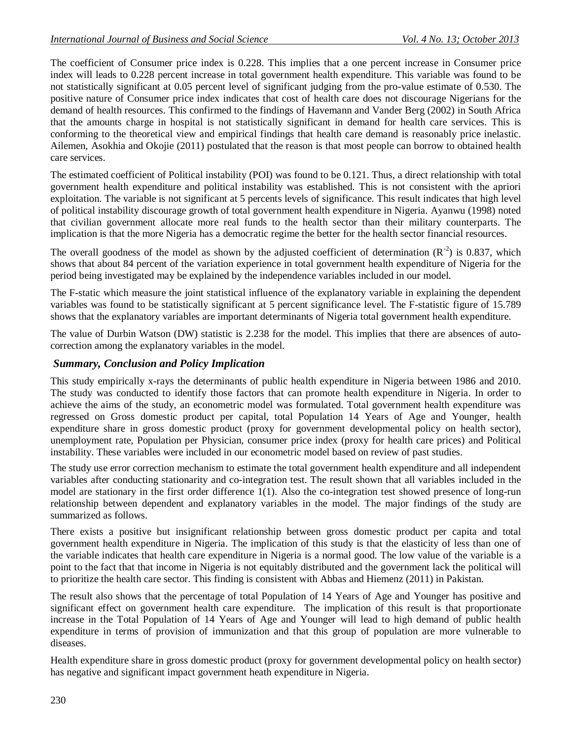The coefficient of Consumer price index is 0.228. This implies that a one percent increase in Consumer price index will leads to 0.228 percent increase in total government health expenditure. This variable was found to be not statistically significant at 0.05 percent level of significant judging from the pro-value estimate of 0.530. The positive nature of Consumer price index indicates that cost of health care does not discourage Nigerians for the demand of health resources. This confirmed to the findings of Havemann and Vander Berg (2002) in South Africa that the amounts charge in hospital is not statistically significant in demand for health care services. This is conforming to the theoretical view and empirical findings that health care demand is reasonably price inelastic. Ailemen, Asokhia and Okojie (2011) postulated that the reason is that most people can borrow to obtained health care services.

The estimated coefficient of Political instability (POI) was found to be 0.121. Thus, a direct relationship with total government health expenditure and political instability was established. This is not consistent with the apriori exploitation. The variable is not significant at 5 percents levels of significance. This result indicates that high level of political instability discourage growth of total government health expenditure in Nigeria. Ayanwu (1998) noted that civilian government allocate more real funds to the health sector than their military counterparts. The implication is that the more Nigeria has a democratic regime the better for the health sector financial resources.

The overall goodness of the model as shown by the adjusted coefficient of determination ($R^{-2}$) is 0.837, which shows that about 84 percent of the variation experience in total government health expenditure of Nigeria for the period being investigated may be explained by the independence variables included in our model.

The F-static which measure the joint statistical influence of the explanatory variable in explaining the dependent variables was found to be statistically significant at 5 percent significance level. The F-statistic figure of 15.789 shows that the explanatory variables are important determinants of Nigeria total government health expenditure.

The value of Durbin Watson (DW) statistic is 2.238 for the model. This implies that there are absences of auto-correction among the explanatory variables in the model.

### *Summary, Conclusion and Policy Implication*

This study empirically x-rays the determinants of public health expenditure in Nigeria between 1986 and 2010. The study was conducted to identify those factors that can promote health expenditure in Nigeria. In order to achieve the aims of the study, an econometric model was formulated. Total government health expenditure was regressed on Gross domestic product per capital, total Population 14 Years of Age and Younger, health expenditure share in gross domestic product (proxy for government developmental policy on health sector), unemployment rate, Population per Physician, consumer price index (proxy for health care prices) and Political instability. These variables were included in our econometric model based on review of past studies.

The study use error correction mechanism to estimate the total government health expenditure and all independent variables after conducting stationarity and co-integration test. The result shown that all variables included in the model are stationary in the first order difference 1(1). Also the co-integration test showed presence of long-run relationship between dependent and explanatory variables in the model. The major findings of the study are summarized as follows.

There exists a positive but insignificant relationship between gross domestic product per capita and total government health expenditure in Nigeria. The implication of this study is that the elasticity of less than one of the variable indicates that health care expenditure in Nigeria is a normal good. The low value of the variable is a point to the fact that that income in Nigeria is not equitably distributed and the government lack the political will to prioritize the health care sector. This finding is consistent with Abbas and Hiemenz (2011) in Pakistan.

The result also shows that the percentage of total Population of 14 Years of Age and Younger has positive and significant effect on government health care expenditure. The implication of this result is that proportionate increase in the Total Population of 14 Years of Age and Younger will lead to high demand of public health expenditure in terms of provision of immunization and that this group of population are more vulnerable to diseases.

Health expenditure share in gross domestic product (proxy for government developmental policy on health sector) has negative and significant impact government heath expenditure in Nigeria.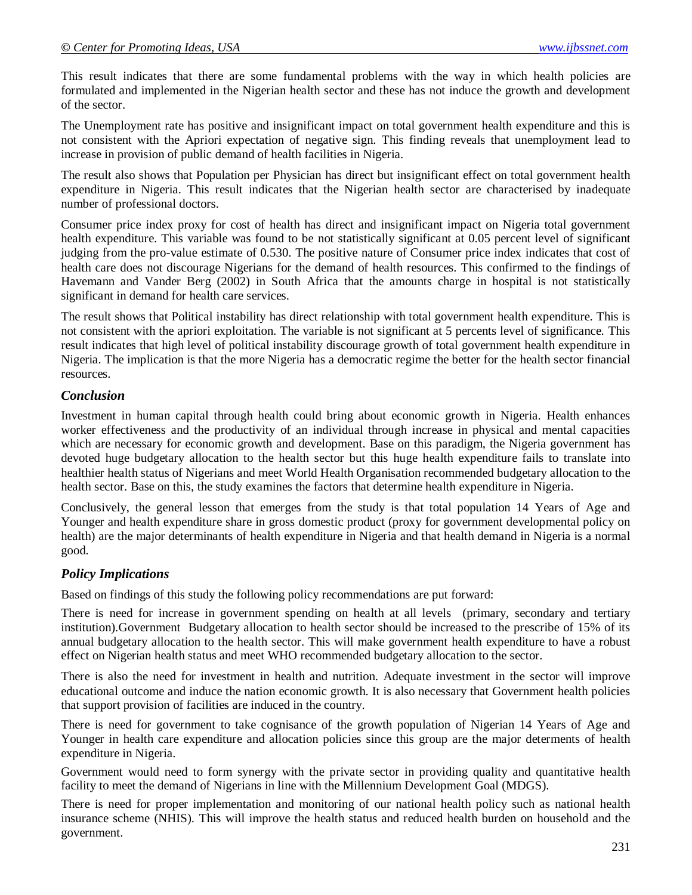This result indicates that there are some fundamental problems with the way in which health policies are formulated and implemented in the Nigerian health sector and these has not induce the growth and development of the sector.

The Unemployment rate has positive and insignificant impact on total government health expenditure and this is not consistent with the Apriori expectation of negative sign. This finding reveals that unemployment lead to increase in provision of public demand of health facilities in Nigeria.

The result also shows that Population per Physician has direct but insignificant effect on total government health expenditure in Nigeria. This result indicates that the Nigerian health sector are characterised by inadequate number of professional doctors.

Consumer price index proxy for cost of health has direct and insignificant impact on Nigeria total government health expenditure. This variable was found to be not statistically significant at 0.05 percent level of significant judging from the pro-value estimate of 0.530. The positive nature of Consumer price index indicates that cost of health care does not discourage Nigerians for the demand of health resources. This confirmed to the findings of Havemann and Vander Berg (2002) in South Africa that the amounts charge in hospital is not statistically significant in demand for health care services.

The result shows that Political instability has direct relationship with total government health expenditure. This is not consistent with the apriori exploitation. The variable is not significant at 5 percents level of significance. This result indicates that high level of political instability discourage growth of total government health expenditure in Nigeria. The implication is that the more Nigeria has a democratic regime the better for the health sector financial resources.

### *Conclusion*

Investment in human capital through health could bring about economic growth in Nigeria. Health enhances worker effectiveness and the productivity of an individual through increase in physical and mental capacities which are necessary for economic growth and development. Base on this paradigm, the Nigeria government has devoted huge budgetary allocation to the health sector but this huge health expenditure fails to translate into healthier health status of Nigerians and meet World Health Organisation recommended budgetary allocation to the health sector. Base on this, the study examines the factors that determine health expenditure in Nigeria.

Conclusively, the general lesson that emerges from the study is that total population 14 Years of Age and Younger and health expenditure share in gross domestic product (proxy for government developmental policy on health) are the major determinants of health expenditure in Nigeria and that health demand in Nigeria is a normal good.

### *Policy Implications*

Based on findings of this study the following policy recommendations are put forward:

There is need for increase in government spending on health at all levels (primary, secondary and tertiary institution).Government Budgetary allocation to health sector should be increased to the prescribe of 15% of its annual budgetary allocation to the health sector. This will make government health expenditure to have a robust effect on Nigerian health status and meet WHO recommended budgetary allocation to the sector.

There is also the need for investment in health and nutrition. Adequate investment in the sector will improve educational outcome and induce the nation economic growth. It is also necessary that Government health policies that support provision of facilities are induced in the country.

There is need for government to take cognisance of the growth population of Nigerian 14 Years of Age and Younger in health care expenditure and allocation policies since this group are the major determents of health expenditure in Nigeria.

Government would need to form synergy with the private sector in providing quality and quantitative health facility to meet the demand of Nigerians in line with the Millennium Development Goal (MDGS).

There is need for proper implementation and monitoring of our national health policy such as national health insurance scheme (NHIS). This will improve the health status and reduced health burden on household and the government.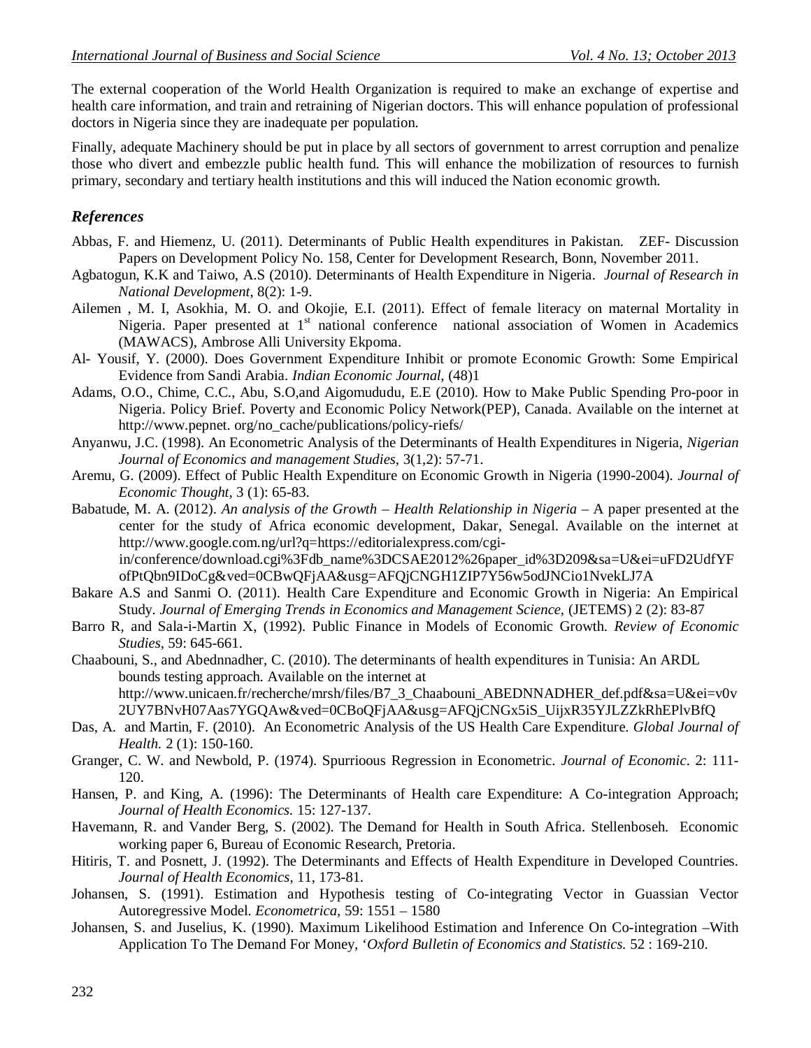The external cooperation of the World Health Organization is required to make an exchange of expertise and health care information, and train and retraining of Nigerian doctors. This will enhance population of professional doctors in Nigeria since they are inadequate per population.

Finally, adequate Machinery should be put in place by all sectors of government to arrest corruption and penalize those who divert and embezzle public health fund. This will enhance the mobilization of resources to furnish primary, secondary and tertiary health institutions and this will induced the Nation economic growth.

## *References*

Abbas, F. and Hiemenz, U. (2011). Determinants of Public Health expenditures in Pakistan. ZEF- Discussion Papers on Development Policy No. 158, Center for Development Research, Bonn, November 2011.

Agbatogun, K.K and Taiwo, A.S (2010). Determinants of Health Expenditure in Nigeria. *Journal of Research in National Development*, 8(2): 1-9.

Ailemen , M. I, Asokhia, M. O. and Okojie, E.I. (2011). Effect of female literacy on maternal Mortality in Nigeria. Paper presented at 1st national conference national association of Women in Academics (MAWACS), Ambrose Alli University Ekpoma.

Al- Yousif, Y. (2000). Does Government Expenditure Inhibit or promote Economic Growth: Some Empirical Evidence from Sandi Arabia. *Indian Economic Journal*, (48)1

Adams, O.O., Chime, C.C., Abu, S.O,and Aigomududu, E.E (2010). How to Make Public Spending Pro-poor in Nigeria. Policy Brief. Poverty and Economic Policy Network(PEP), Canada. Available on the internet at http://www.pepnet. org/no_cache/publications/policy-riefs/

Anyanwu, J.C. (1998). An Econometric Analysis of the Determinants of Health Expenditures in Nigeria, *Nigerian Journal of Economics and management Studies*, 3(1,2): 57-71.

Aremu, G. (2009). Effect of Public Health Expenditure on Economic Growth in Nigeria (1990-2004). *Journal of Economic Thought*, 3 (1): 65-83.

Babatude, M. A. (2012). *An analysis of the Growth – Health Relationship in Nigeria* – A paper presented at the center for the study of Africa economic development, Dakar, Senegal. Available on the internet at http://www.google.com.ng/url?q=https://editorialexpress.com/cgi-in/conference/download.cgi%3Fdb_name%3DCSAE2012%26paper_id%3D209&sa=U&ei=uFD2UdfYFofPtQbn9IDoCg&ved=0CBwQFjAA&usg=AFQjCNGH1ZIP7Y56w5odJNCio1NvekLJ7A

Bakare A.S and Sanmi O. (2011). Health Care Expenditure and Economic Growth in Nigeria: An Empirical Study. *Journal of Emerging Trends in Economics and Management Science*, (JETEMS) 2 (2): 83-87

Barro R, and Sala-i-Martin X, (1992). Public Finance in Models of Economic Growth. *Review of Economic Studies*, 59: 645-661.

Chaabouni, S., and Abednnadher, C. (2010). The determinants of health expenditures in Tunisia: An ARDL bounds testing approach. Available on the internet at http://www.unicaen.fr/recherche/mrsh/files/B7_3_Chaabouni_ABEDNNADHER_def.pdf&sa=U&ei=v0v2UY7BNvH07Aas7YGQAw&ved=0CBoQFjAA&usg=AFQjCNGx5iS_UijxR35YJLZZkRhEPlvBfQ

Das, A. and Martin, F. (2010). An Econometric Analysis of the US Health Care Expenditure. *Global Journal of Health*. 2 (1): 150-160.

Granger, C. W. and Newbold, P. (1974). Spurrioous Regression in Econometric. *Journal of Economic*. 2: 111-120.

Hansen, P. and King, A. (1996): The Determinants of Health care Expenditure: A Co-integration Approach; *Journal of Health Economics*. 15: 127-137.

Havemann, R. and Vander Berg, S. (2002). The Demand for Health in South Africa. Stellenboseh. Economic working paper 6, Bureau of Economic Research, Pretoria.

Hitiris, T. and Posnett, J. (1992). The Determinants and Effects of Health Expenditure in Developed Countries. *Journal of Health Economics*, 11, 173-81.

Johansen, S. (1991). Estimation and Hypothesis testing of Co-integrating Vector in Guassian Vector Autoregressive Model. *Econometrica*, 59: 1551 – 1580

Johansen, S. and Juselius, K. (1990). Maximum Likelihood Estimation and Inference On Co-integration –With Application To The Demand For Money, '*Oxford Bulletin of Economics and Statistics*. 52 : 169-210.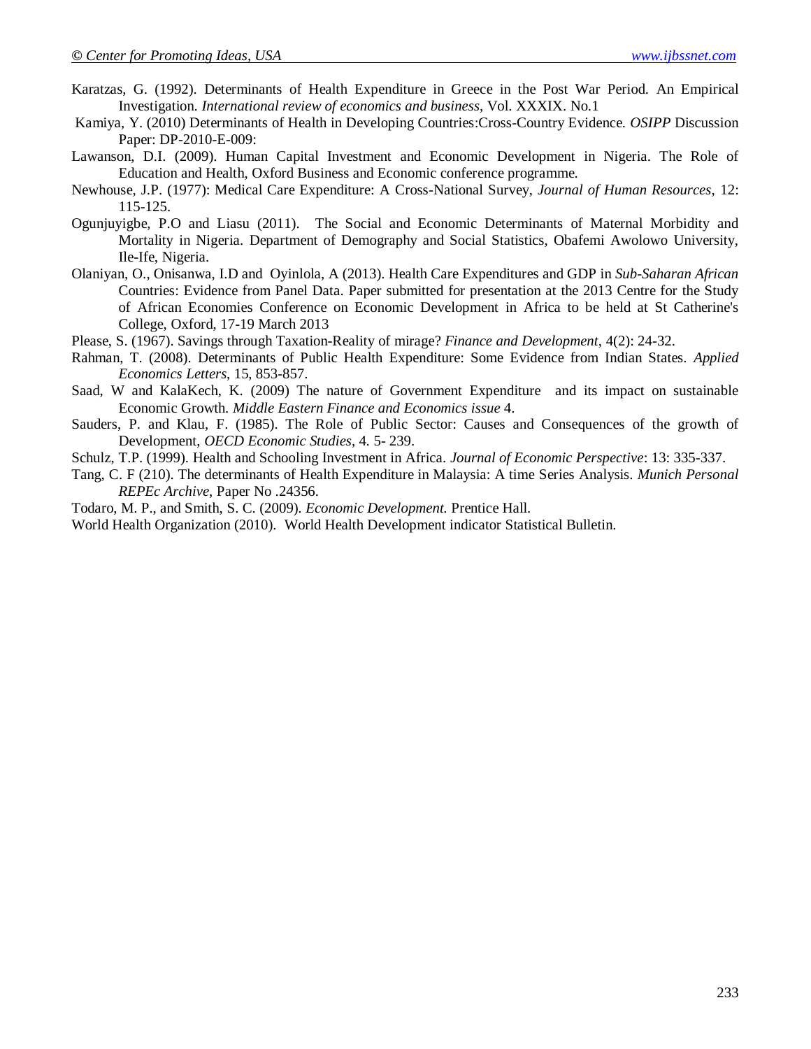Karatzas, G. (1992). Determinants of Health Expenditure in Greece in the Post War Period. An Empirical Investigation. *International review of economics and business,* Vol. XXXIX. No.1

Kamiya, Y. (2010) Determinants of Health in Developing Countries:Cross-Country Evidence. *OSIPP* Discussion Paper: DP-2010-E-009:

Lawanson, D.I. (2009). Human Capital Investment and Economic Development in Nigeria. The Role of Education and Health, Oxford Business and Economic conference programme.

Newhouse, J.P. (1977): Medical Care Expenditure: A Cross-National Survey, *Journal of Human Resources*, 12: 115-125.

Ogunjuyigbe, P.O and Liasu (2011). The Social and Economic Determinants of Maternal Morbidity and Mortality in Nigeria. Department of Demography and Social Statistics, Obafemi Awolowo University, Ile-Ife, Nigeria.

Olaniyan, O., Onisanwa, I.D and Oyinlola, A (2013). Health Care Expenditures and GDP in *Sub-Saharan African* Countries: Evidence from Panel Data. Paper submitted for presentation at the 2013 Centre for the Study of African Economies Conference on Economic Development in Africa to be held at St Catherine's College, Oxford, 17-19 March 2013

Please, S. (1967). Savings through Taxation-Reality of mirage? *Finance and Development*, 4(2): 24-32.

Rahman, T. (2008). Determinants of Public Health Expenditure: Some Evidence from Indian States. *Applied Economics Letters*, 15, 853-857.

Saad, W and KalaKech, K. (2009) The nature of Government Expenditure and its impact on sustainable Economic Growth. *Middle Eastern Finance and Economics issue* 4.

Sauders, P. and Klau, F. (1985). The Role of Public Sector: Causes and Consequences of the growth of Development, *OECD Economic Studies*, 4. 5- 239.

Schulz, T.P. (1999). Health and Schooling Investment in Africa. *Journal of Economic Perspective*: 13: 335-337.

Tang, C. F (210). The determinants of Health Expenditure in Malaysia: A time Series Analysis. *Munich Personal REPEc Archive*, Paper No .24356.

Todaro, M. P., and Smith, S. C. (2009). *Economic Development.* Prentice Hall.

World Health Organization (2010). World Health Development indicator Statistical Bulletin.